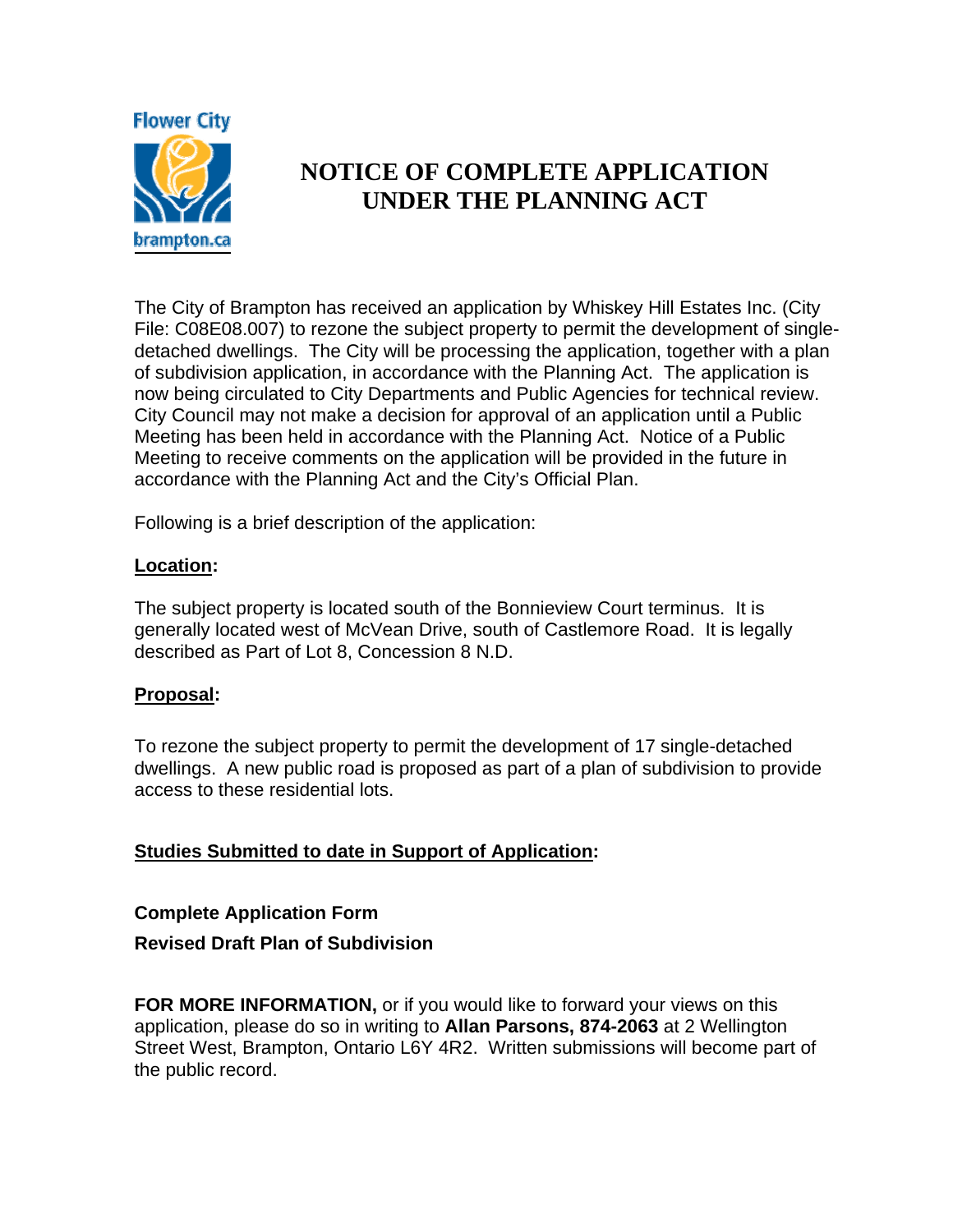# NOTICE OF COMPLETE APPLICATION UNDER THE PLANNING ACT

The City of Brampton has received an application by Whiskey Hill Estates Inc. (City File: C08E08.007) to rezone the subject property to permit the development of single-detached dwellings. The City will be processing the application, together with a plan of subdivision application, in accordance with the Planning Act. The application is now being circulated to City Departments and Public Agencies for technical review. City Council may not make a decision for approval of an application until a Public Meeting has been held in accordance with the Planning Act. Notice of a Public Meeting to receive comments on the application will be provided in the future in accordance with the Planning Act and the City's Official Plan.

Following is a brief description of the application:

**Location:**

The subject property is located south of the Bonnieview Court terminus. It is generally located west of McVean Drive, south of Castlemore Road. It is legally described as Part of Lot 8, Concession 8 N.D.

**Proposal:**

To rezone the subject property to permit the development of 17 single-detached dwellings. A new public road is proposed as part of a plan of subdivision to provide access to these residential lots.

**Studies Submitted to date in Support of Application:**

**Complete Application Form**

**Revised Draft Plan of Subdivision**

**FOR MORE INFORMATION,** or if you would like to forward your views on this application, please do so in writing to **Allan Parsons, 874-2063** at 2 Wellington Street West, Brampton, Ontario L6Y 4R2. Written submissions will become part of the public record.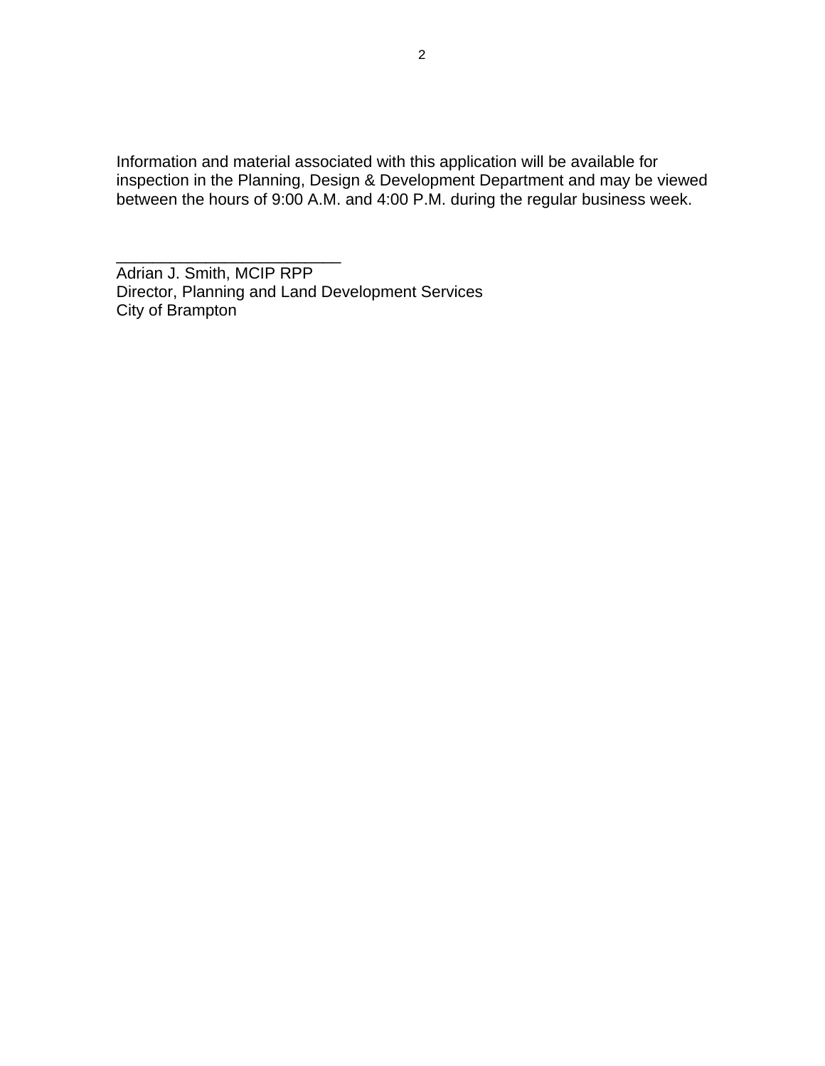Information and material associated with this application will be available for inspection in the Planning, Design & Development Department and may be viewed between the hours of 9:00 A.M. and 4:00 P.M. during the regular business week.

_________________________
Adrian J. Smith, MCIP RPP
Director, Planning and Land Development Services
City of Brampton